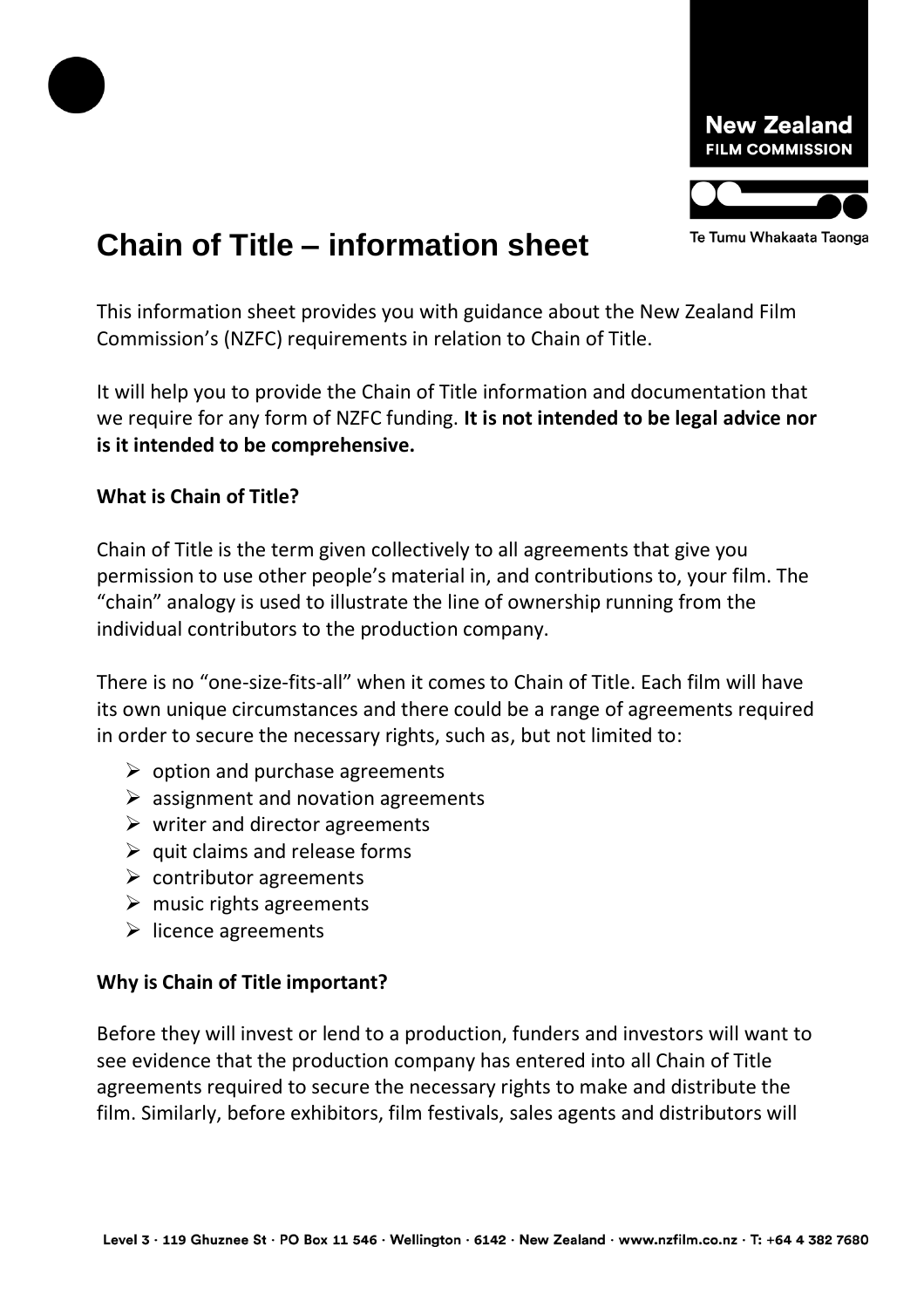# Chain of Title – information sheet

This information sheet provides you with guidance about the New Zealand Film Commission's (NZFC) requirements in relation to Chain of Title.

It will help you to provide the Chain of Title information and documentation that we require for any form of NZFC funding. **It is not intended to be legal advice nor is it intended to be comprehensive.**

**What is Chain of Title?**

Chain of Title is the term given collectively to all agreements that give you permission to use other people's material in, and contributions to, your film. The "chain" analogy is used to illustrate the line of ownership running from the individual contributors to the production company.

There is no "one-size-fits-all" when it comes to Chain of Title. Each film will have its own unique circumstances and there could be a range of agreements required in order to secure the necessary rights, such as, but not limited to:

- option and purchase agreements
- assignment and novation agreements
- writer and director agreements
- quit claims and release forms
- contributor agreements
- music rights agreements
- licence agreements

**Why is Chain of Title important?**

Before they will invest or lend to a production, funders and investors will want to see evidence that the production company has entered into all Chain of Title agreements required to secure the necessary rights to make and distribute the film. Similarly, before exhibitors, film festivals, sales agents and distributors will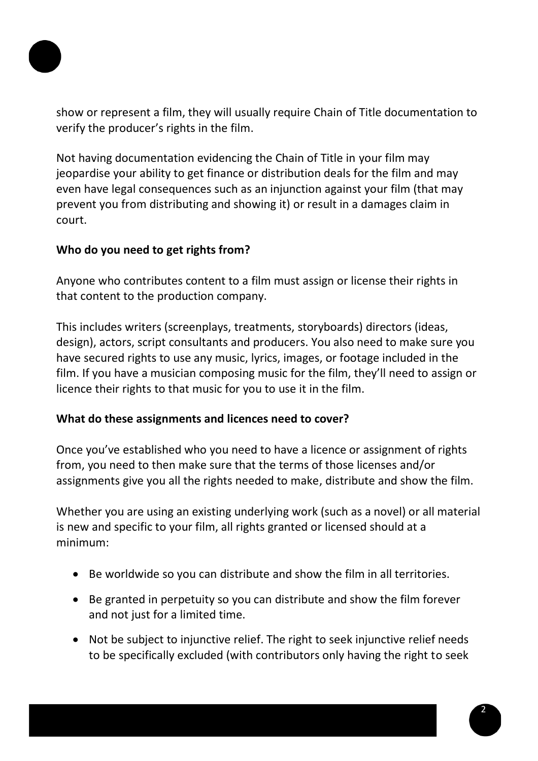show or represent a film, they will usually require Chain of Title documentation to verify the producer's rights in the film.

Not having documentation evidencing the Chain of Title in your film may jeopardise your ability to get finance or distribution deals for the film and may even have legal consequences such as an injunction against your film (that may prevent you from distributing and showing it) or result in a damages claim in court.

**Who do you need to get rights from?**

Anyone who contributes content to a film must assign or license their rights in that content to the production company.

This includes writers (screenplays, treatments, storyboards) directors (ideas, design), actors, script consultants and producers. You also need to make sure you have secured rights to use any music, lyrics, images, or footage included in the film. If you have a musician composing music for the film, they'll need to assign or licence their rights to that music for you to use it in the film.

**What do these assignments and licences need to cover?**

Once you've established who you need to have a licence or assignment of rights from, you need to then make sure that the terms of those licenses and/or assignments give you all the rights needed to make, distribute and show the film.

Whether you are using an existing underlying work (such as a novel) or all material is new and specific to your film, all rights granted or licensed should at a minimum:

- Be worldwide so you can distribute and show the film in all territories.
- Be granted in perpetuity so you can distribute and show the film forever and not just for a limited time.
- Not be subject to injunctive relief. The right to seek injunctive relief needs to be specifically excluded (with contributors only having the right to seek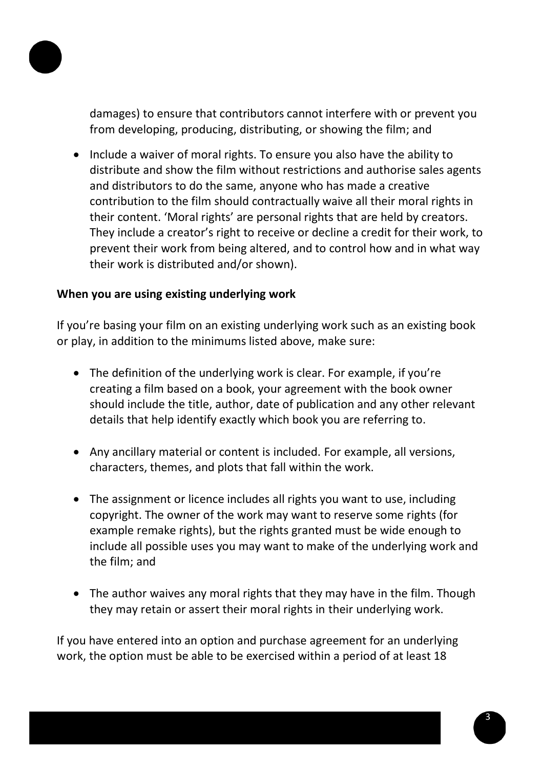damages) to ensure that contributors cannot interfere with or prevent you from developing, producing, distributing, or showing the film; and

- Include a waiver of moral rights. To ensure you also have the ability to distribute and show the film without restrictions and authorise sales agents and distributors to do the same, anyone who has made a creative contribution to the film should contractually waive all their moral rights in their content. 'Moral rights' are personal rights that are held by creators. They include a creator's right to receive or decline a credit for their work, to prevent their work from being altered, and to control how and in what way their work is distributed and/or shown).

**When you are using existing underlying work**

If you're basing your film on an existing underlying work such as an existing book or play, in addition to the minimums listed above, make sure:

- The definition of the underlying work is clear. For example, if you're creating a film based on a book, your agreement with the book owner should include the title, author, date of publication and any other relevant details that help identify exactly which book you are referring to.

- Any ancillary material or content is included. For example, all versions, characters, themes, and plots that fall within the work.

- The assignment or licence includes all rights you want to use, including copyright. The owner of the work may want to reserve some rights (for example remake rights), but the rights granted must be wide enough to include all possible uses you may want to make of the underlying work and the film; and

- The author waives any moral rights that they may have in the film. Though they may retain or assert their moral rights in their underlying work.

If you have entered into an option and purchase agreement for an underlying work, the option must be able to be exercised within a period of at least 18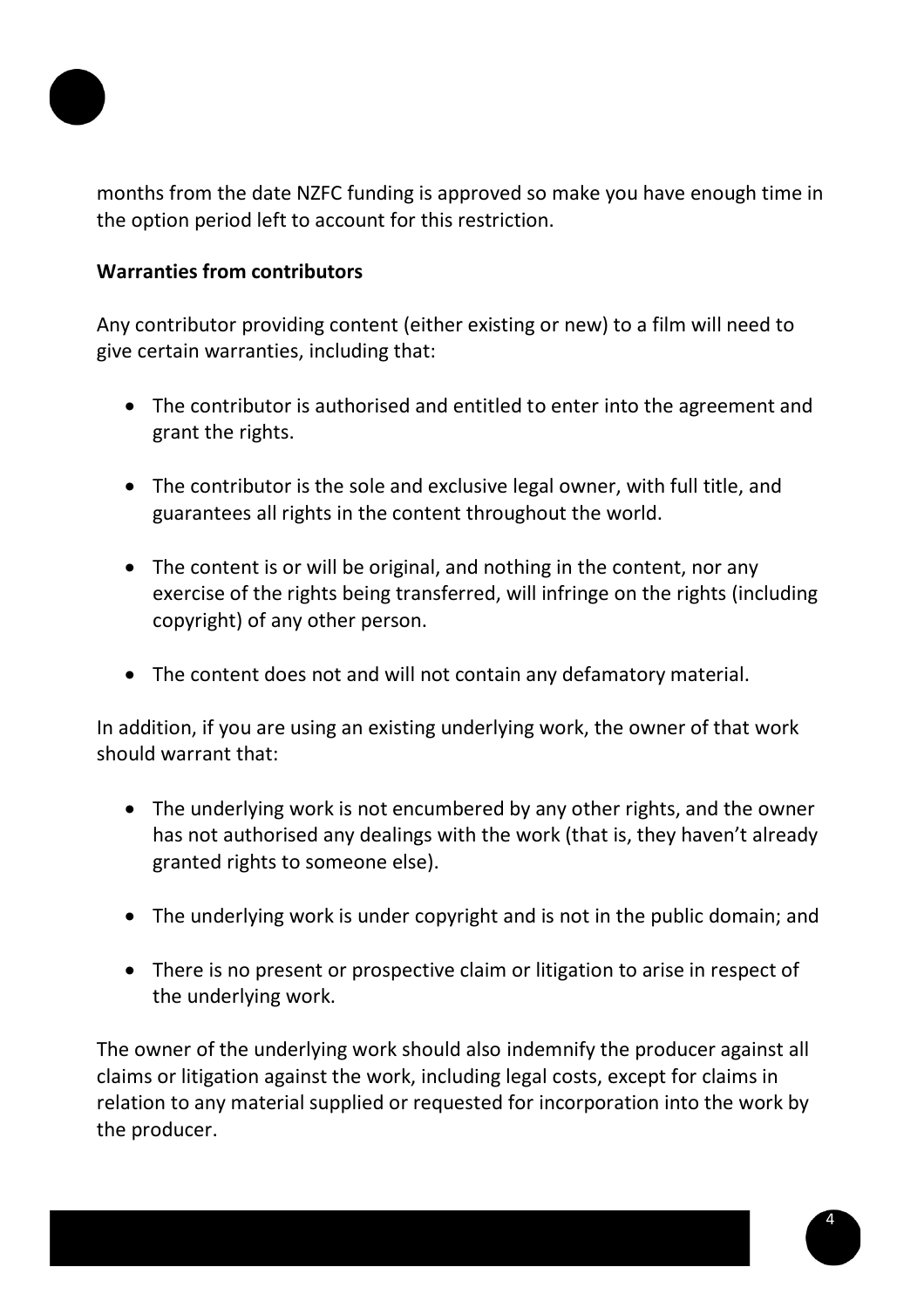months from the date NZFC funding is approved so make you have enough time in the option period left to account for this restriction.

**Warranties from contributors**

Any contributor providing content (either existing or new) to a film will need to give certain warranties, including that:

- The contributor is authorised and entitled to enter into the agreement and grant the rights.
- The contributor is the sole and exclusive legal owner, with full title, and guarantees all rights in the content throughout the world.
- The content is or will be original, and nothing in the content, nor any exercise of the rights being transferred, will infringe on the rights (including copyright) of any other person.
- The content does not and will not contain any defamatory material.

In addition, if you are using an existing underlying work, the owner of that work should warrant that:

- The underlying work is not encumbered by any other rights, and the owner has not authorised any dealings with the work (that is, they haven't already granted rights to someone else).
- The underlying work is under copyright and is not in the public domain; and
- There is no present or prospective claim or litigation to arise in respect of the underlying work.

The owner of the underlying work should also indemnify the producer against all claims or litigation against the work, including legal costs, except for claims in relation to any material supplied or requested for incorporation into the work by the producer.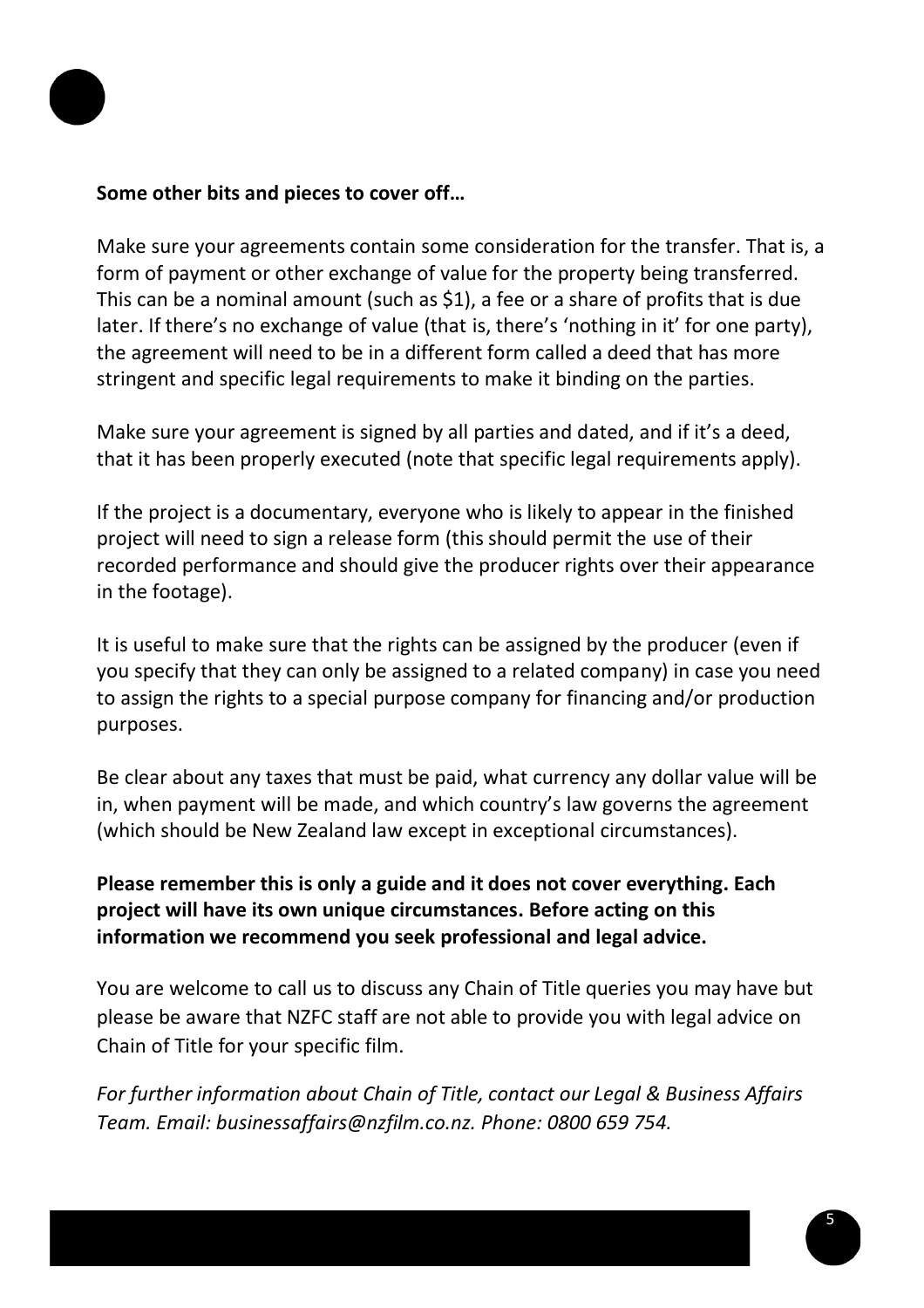**Some other bits and pieces to cover off…**

Make sure your agreements contain some consideration for the transfer. That is, a form of payment or other exchange of value for the property being transferred. This can be a nominal amount (such as $1), a fee or a share of profits that is due later. If there's no exchange of value (that is, there's 'nothing in it' for one party), the agreement will need to be in a different form called a deed that has more stringent and specific legal requirements to make it binding on the parties.

Make sure your agreement is signed by all parties and dated, and if it's a deed, that it has been properly executed (note that specific legal requirements apply).

If the project is a documentary, everyone who is likely to appear in the finished project will need to sign a release form (this should permit the use of their recorded performance and should give the producer rights over their appearance in the footage).

It is useful to make sure that the rights can be assigned by the producer (even if you specify that they can only be assigned to a related company) in case you need to assign the rights to a special purpose company for financing and/or production purposes.

Be clear about any taxes that must be paid, what currency any dollar value will be in, when payment will be made, and which country's law governs the agreement (which should be New Zealand law except in exceptional circumstances).

**Please remember this is only a guide and it does not cover everything. Each project will have its own unique circumstances. Before acting on this information we recommend you seek professional and legal advice.**

You are welcome to call us to discuss any Chain of Title queries you may have but please be aware that NZFC staff are not able to provide you with legal advice on Chain of Title for your specific film.

*For further information about Chain of Title, contact our Legal & Business Affairs Team. Email: businessaffairs@nzfilm.co.nz. Phone: 0800 659 754.*